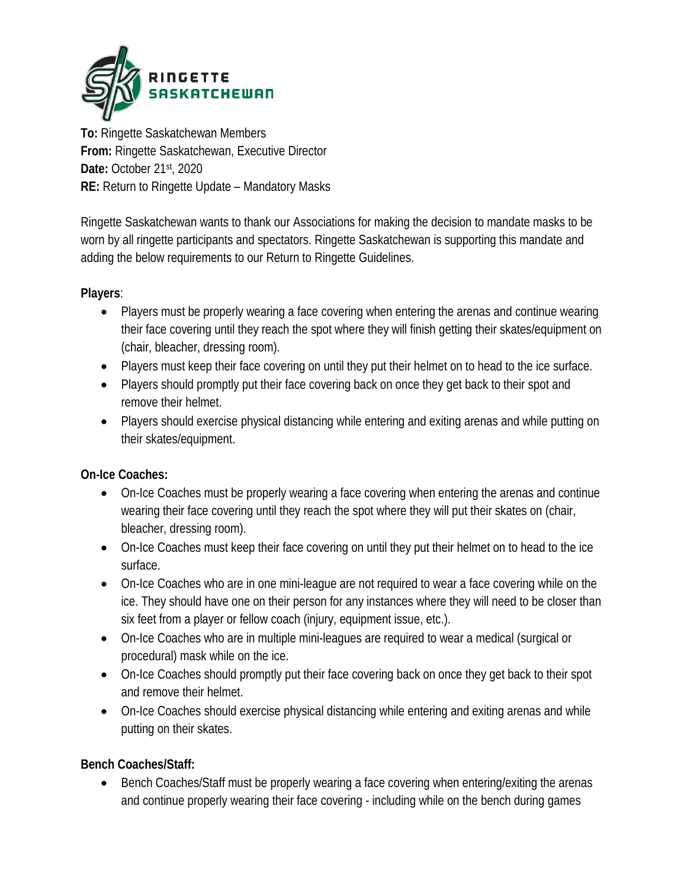RINGETTE SASKATCHEWAN

**To:** Ringette Saskatchewan Members
**From:** Ringette Saskatchewan, Executive Director
**Date:** October 21st, 2020
**RE:** Return to Ringette Update – Mandatory Masks

Ringette Saskatchewan wants to thank our Associations for making the decision to mandate masks to be worn by all ringette participants and spectators. Ringette Saskatchewan is supporting this mandate and adding the below requirements to our Return to Ringette Guidelines.

**Players**:

- Players must be properly wearing a face covering when entering the arenas and continue wearing their face covering until they reach the spot where they will finish getting their skates/equipment on (chair, bleacher, dressing room).
- Players must keep their face covering on until they put their helmet on to head to the ice surface.
- Players should promptly put their face covering back on once they get back to their spot and remove their helmet.
- Players should exercise physical distancing while entering and exiting arenas and while putting on their skates/equipment.

**On-Ice Coaches:**

- On-Ice Coaches must be properly wearing a face covering when entering the arenas and continue wearing their face covering until they reach the spot where they will put their skates on (chair, bleacher, dressing room).
- On-Ice Coaches must keep their face covering on until they put their helmet on to head to the ice surface.
- On-Ice Coaches who are in one mini-league are not required to wear a face covering while on the ice. They should have one on their person for any instances where they will need to be closer than six feet from a player or fellow coach (injury, equipment issue, etc.).
- On-Ice Coaches who are in multiple mini-leagues are required to wear a medical (surgical or procedural) mask while on the ice.
- On-Ice Coaches should promptly put their face covering back on once they get back to their spot and remove their helmet.
- On-Ice Coaches should exercise physical distancing while entering and exiting arenas and while putting on their skates.

**Bench Coaches/Staff:**

- Bench Coaches/Staff must be properly wearing a face covering when entering/exiting the arenas and continue properly wearing their face covering - including while on the bench during games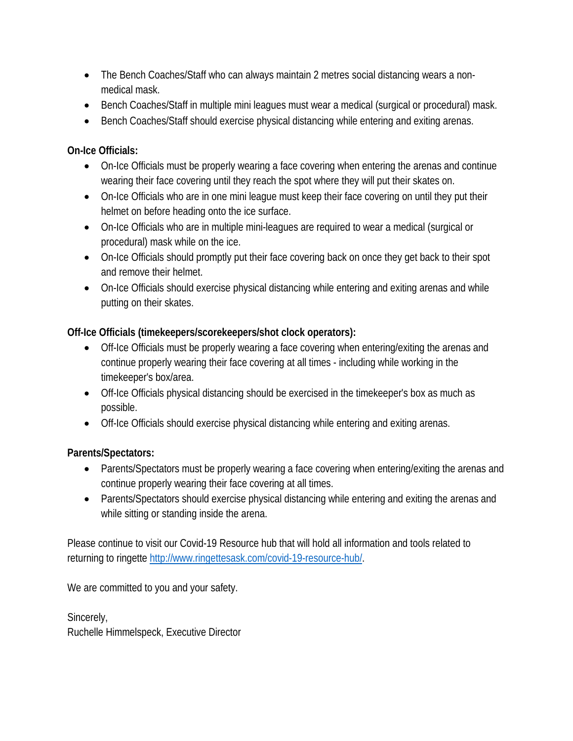- The Bench Coaches/Staff who can always maintain 2 metres social distancing wears a non-medical mask.
- Bench Coaches/Staff in multiple mini leagues must wear a medical (surgical or procedural) mask.
- Bench Coaches/Staff should exercise physical distancing while entering and exiting arenas.

**On-Ice Officials:**

- On-Ice Officials must be properly wearing a face covering when entering the arenas and continue wearing their face covering until they reach the spot where they will put their skates on.
- On-Ice Officials who are in one mini league must keep their face covering on until they put their helmet on before heading onto the ice surface.
- On-Ice Officials who are in multiple mini-leagues are required to wear a medical (surgical or procedural) mask while on the ice.
- On-Ice Officials should promptly put their face covering back on once they get back to their spot and remove their helmet.
- On-Ice Officials should exercise physical distancing while entering and exiting arenas and while putting on their skates.

**Off-Ice Officials (timekeepers/scorekeepers/shot clock operators):**

- Off-Ice Officials must be properly wearing a face covering when entering/exiting the arenas and continue properly wearing their face covering at all times - including while working in the timekeeper's box/area.
- Off-Ice Officials physical distancing should be exercised in the timekeeper's box as much as possible.
- Off-Ice Officials should exercise physical distancing while entering and exiting arenas.

**Parents/Spectators:**

- Parents/Spectators must be properly wearing a face covering when entering/exiting the arenas and continue properly wearing their face covering at all times.
- Parents/Spectators should exercise physical distancing while entering and exiting the arenas and while sitting or standing inside the arena.

Please continue to visit our Covid-19 Resource hub that will hold all information and tools related to returning to ringette [http://www.ringettesask.com/covid-19-resource-hub/](http://www.ringettesask.com/covid-19-resource-hub/).

We are committed to you and your safety.

Sincerely,
Ruchelle Himmelspeck, Executive Director